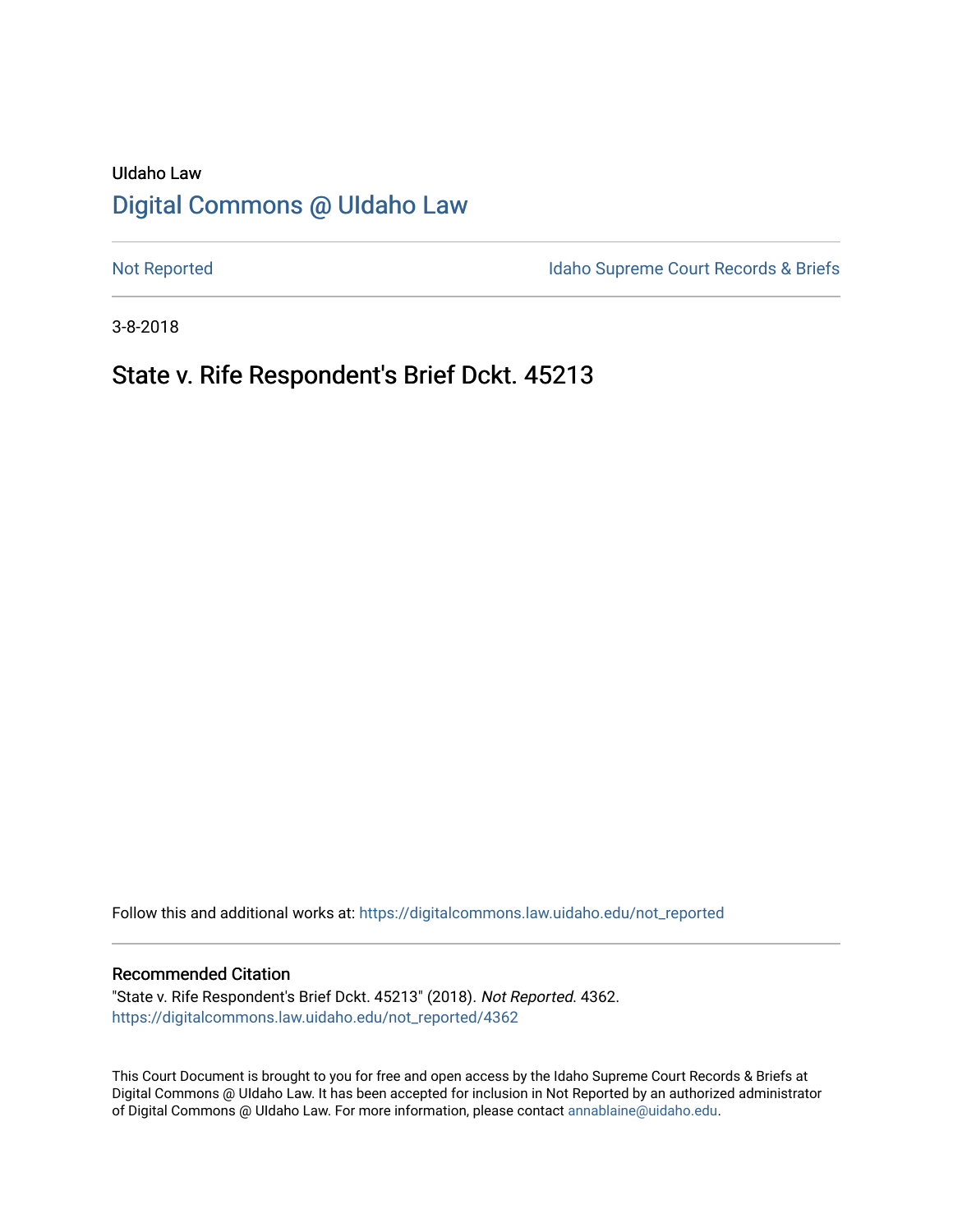UIdaho Law

# Digital Commons @ UIdaho Law

Not Reported

Idaho Supreme Court Records & Briefs

3-8-2018

## State v. Rife Respondent's Brief Dckt. 45213

Follow this and additional works at: https://digitalcommons.law.uidaho.edu/not_reported

### Recommended Citation

"State v. Rife Respondent's Brief Dckt. 45213" (2018). *Not Reported*. 4362.
https://digitalcommons.law.uidaho.edu/not_reported/4362

This Court Document is brought to you for free and open access by the Idaho Supreme Court Records & Briefs at Digital Commons @ UIdaho Law. It has been accepted for inclusion in Not Reported by an authorized administrator of Digital Commons @ UIdaho Law. For more information, please contact annablaine@uidaho.edu.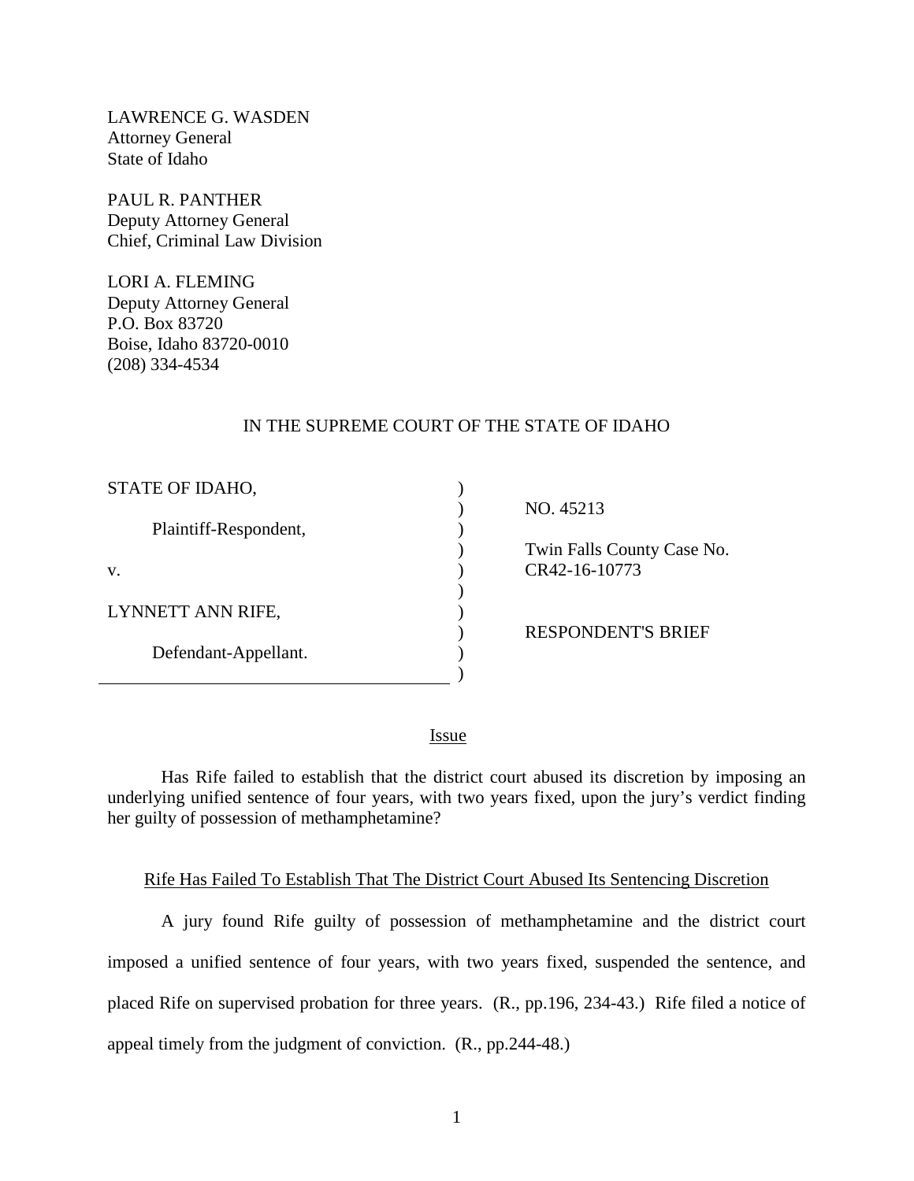LAWRENCE G. WASDEN
Attorney General
State of Idaho

PAUL R. PANTHER
Deputy Attorney General
Chief, Criminal Law Division

LORI A. FLEMING
Deputy Attorney General
P.O. Box 83720
Boise, Idaho 83720-0010
(208) 334-4534

IN THE SUPREME COURT OF THE STATE OF IDAHO

| | |
|---|---|
| STATE OF IDAHO, | NO. 45213 |
| Plaintiff-Respondent, | Twin Falls County Case No. CR42-16-10773 |
| v. | |
| LYNNETT ANN RIFE, | RESPONDENT'S BRIEF |
| Defendant-Appellant. | |

## Issue

Has Rife failed to establish that the district court abused its discretion by imposing an underlying unified sentence of four years, with two years fixed, upon the jury's verdict finding her guilty of possession of methamphetamine?

## Rife Has Failed To Establish That The District Court Abused Its Sentencing Discretion

A jury found Rife guilty of possession of methamphetamine and the district court imposed a unified sentence of four years, with two years fixed, suspended the sentence, and placed Rife on supervised probation for three years. (R., pp.196, 234-43.) Rife filed a notice of appeal timely from the judgment of conviction. (R., pp.244-48.)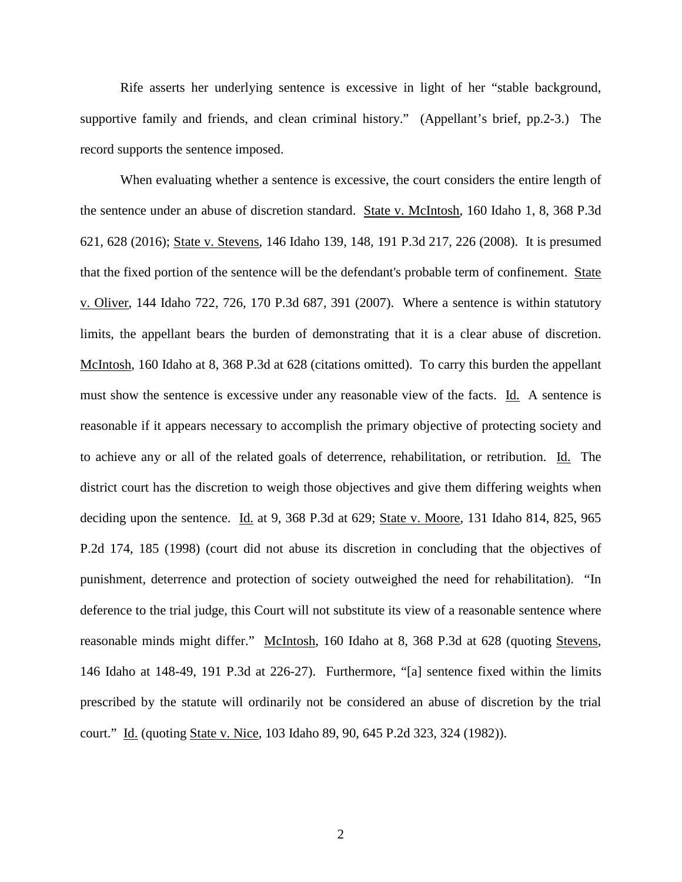Rife asserts her underlying sentence is excessive in light of her "stable background, supportive family and friends, and clean criminal history." (Appellant's brief, pp.2-3.) The record supports the sentence imposed.

When evaluating whether a sentence is excessive, the court considers the entire length of the sentence under an abuse of discretion standard. State v. McIntosh, 160 Idaho 1, 8, 368 P.3d 621, 628 (2016); State v. Stevens, 146 Idaho 139, 148, 191 P.3d 217, 226 (2008). It is presumed that the fixed portion of the sentence will be the defendant's probable term of confinement. State v. Oliver, 144 Idaho 722, 726, 170 P.3d 687, 391 (2007). Where a sentence is within statutory limits, the appellant bears the burden of demonstrating that it is a clear abuse of discretion. McIntosh, 160 Idaho at 8, 368 P.3d at 628 (citations omitted). To carry this burden the appellant must show the sentence is excessive under any reasonable view of the facts. Id. A sentence is reasonable if it appears necessary to accomplish the primary objective of protecting society and to achieve any or all of the related goals of deterrence, rehabilitation, or retribution. Id. The district court has the discretion to weigh those objectives and give them differing weights when deciding upon the sentence. Id. at 9, 368 P.3d at 629; State v. Moore, 131 Idaho 814, 825, 965 P.2d 174, 185 (1998) (court did not abuse its discretion in concluding that the objectives of punishment, deterrence and protection of society outweighed the need for rehabilitation). "In deference to the trial judge, this Court will not substitute its view of a reasonable sentence where reasonable minds might differ." McIntosh, 160 Idaho at 8, 368 P.3d at 628 (quoting Stevens, 146 Idaho at 148-49, 191 P.3d at 226-27). Furthermore, "[a] sentence fixed within the limits prescribed by the statute will ordinarily not be considered an abuse of discretion by the trial court." Id. (quoting State v. Nice, 103 Idaho 89, 90, 645 P.2d 323, 324 (1982)).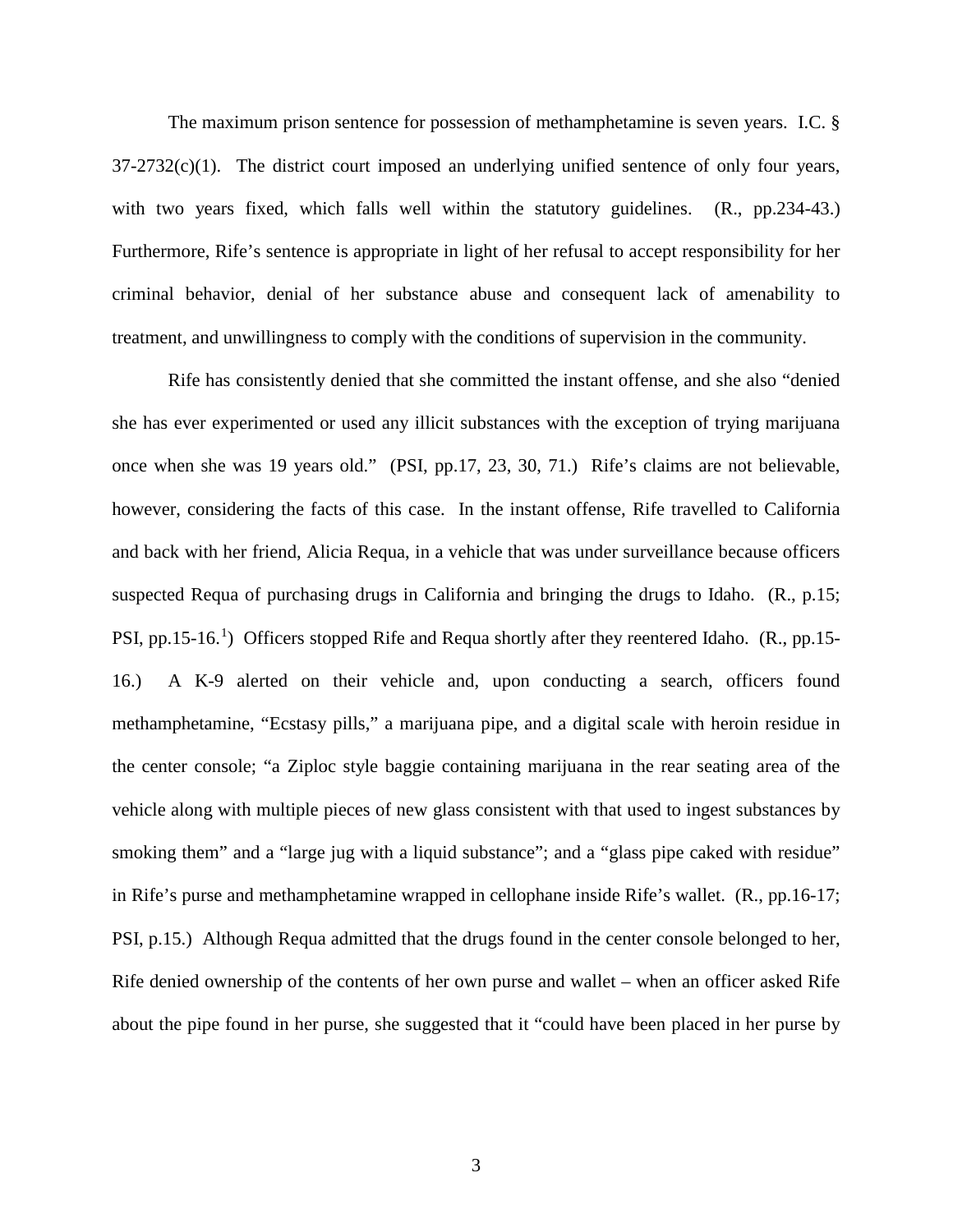The maximum prison sentence for possession of methamphetamine is seven years. I.C. § 37-2732(c)(1). The district court imposed an underlying unified sentence of only four years, with two years fixed, which falls well within the statutory guidelines. (R., pp.234-43.) Furthermore, Rife's sentence is appropriate in light of her refusal to accept responsibility for her criminal behavior, denial of her substance abuse and consequent lack of amenability to treatment, and unwillingness to comply with the conditions of supervision in the community.

Rife has consistently denied that she committed the instant offense, and she also "denied she has ever experimented or used any illicit substances with the exception of trying marijuana once when she was 19 years old." (PSI, pp.17, 23, 30, 71.) Rife's claims are not believable, however, considering the facts of this case. In the instant offense, Rife travelled to California and back with her friend, Alicia Requa, in a vehicle that was under surveillance because officers suspected Requa of purchasing drugs in California and bringing the drugs to Idaho. (R., p.15; PSI, pp.15-16.[1]) Officers stopped Rife and Requa shortly after they reentered Idaho. (R., pp.15-16.) A K-9 alerted on their vehicle and, upon conducting a search, officers found methamphetamine, "Ecstasy pills," a marijuana pipe, and a digital scale with heroin residue in the center console; "a Ziploc style baggie containing marijuana in the rear seating area of the vehicle along with multiple pieces of new glass consistent with that used to ingest substances by smoking them" and a "large jug with a liquid substance"; and a "glass pipe caked with residue" in Rife's purse and methamphetamine wrapped in cellophane inside Rife's wallet. (R., pp.16-17; PSI, p.15.) Although Requa admitted that the drugs found in the center console belonged to her, Rife denied ownership of the contents of her own purse and wallet – when an officer asked Rife about the pipe found in her purse, she suggested that it "could have been placed in her purse by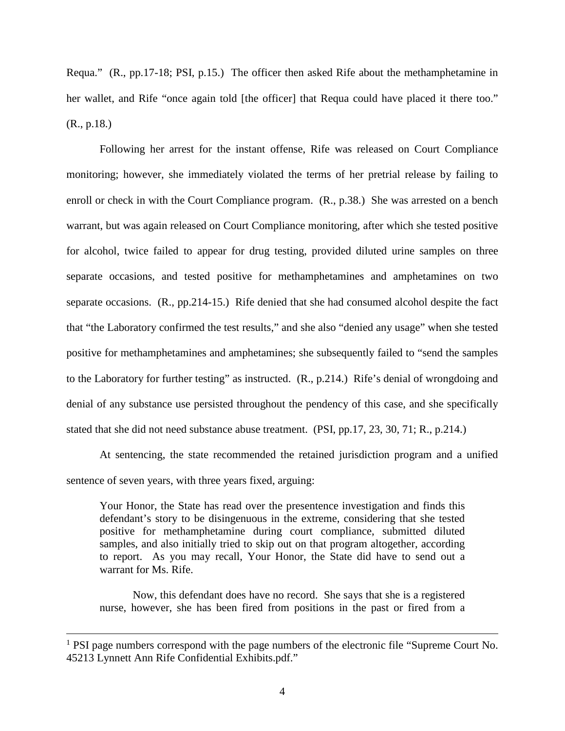Requa." (R., pp.17-18; PSI, p.15.) The officer then asked Rife about the methamphetamine in her wallet, and Rife "once again told [the officer] that Requa could have placed it there too." (R., p.18.)

Following her arrest for the instant offense, Rife was released on Court Compliance monitoring; however, she immediately violated the terms of her pretrial release by failing to enroll or check in with the Court Compliance program. (R., p.38.) She was arrested on a bench warrant, but was again released on Court Compliance monitoring, after which she tested positive for alcohol, twice failed to appear for drug testing, provided diluted urine samples on three separate occasions, and tested positive for methamphetamines and amphetamines on two separate occasions. (R., pp.214-15.) Rife denied that she had consumed alcohol despite the fact that "the Laboratory confirmed the test results," and she also "denied any usage" when she tested positive for methamphetamines and amphetamines; she subsequently failed to "send the samples to the Laboratory for further testing" as instructed. (R., p.214.) Rife's denial of wrongdoing and denial of any substance use persisted throughout the pendency of this case, and she specifically stated that she did not need substance abuse treatment. (PSI, pp.17, 23, 30, 71; R., p.214.)

At sentencing, the state recommended the retained jurisdiction program and a unified sentence of seven years, with three years fixed, arguing:

> Your Honor, the State has read over the presentence investigation and finds this defendant's story to be disingenuous in the extreme, considering that she tested positive for methamphetamine during court compliance, submitted diluted samples, and also initially tried to skip out on that program altogether, according to report. As you may recall, Your Honor, the State did have to send out a warrant for Ms. Rife.
>
> Now, this defendant does have no record. She says that she is a registered nurse, however, she has been fired from positions in the past or fired from a

---

[1] PSI page numbers correspond with the page numbers of the electronic file "Supreme Court No. 45213 Lynnett Ann Rife Confidential Exhibits.pdf."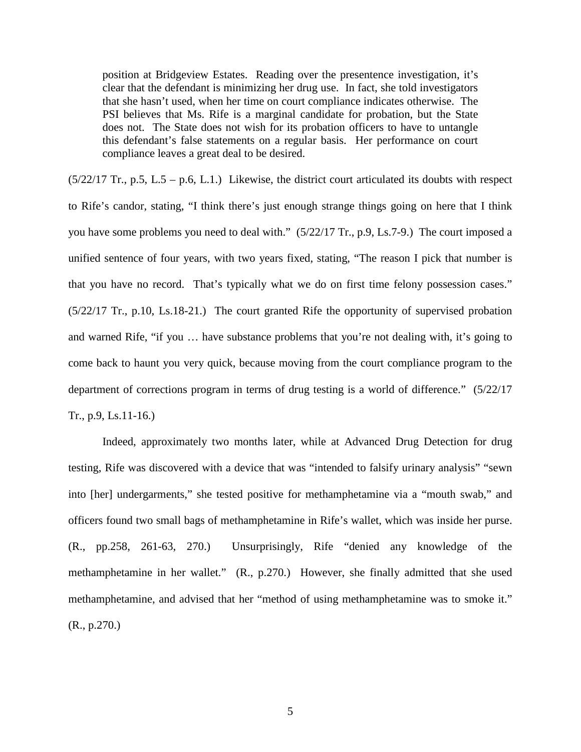> position at Bridgeview Estates. Reading over the presentence investigation, it's clear that the defendant is minimizing her drug use. In fact, she told investigators that she hasn't used, when her time on court compliance indicates otherwise. The PSI believes that Ms. Rife is a marginal candidate for probation, but the State does not. The State does not wish for its probation officers to have to untangle this defendant's false statements on a regular basis. Her performance on court compliance leaves a great deal to be desired.

(5/22/17 Tr., p.5, L.5 – p.6, L.1.) Likewise, the district court articulated its doubts with respect to Rife's candor, stating, "I think there's just enough strange things going on here that I think you have some problems you need to deal with." (5/22/17 Tr., p.9, Ls.7-9.) The court imposed a unified sentence of four years, with two years fixed, stating, "The reason I pick that number is that you have no record. That's typically what we do on first time felony possession cases." (5/22/17 Tr., p.10, Ls.18-21.) The court granted Rife the opportunity of supervised probation and warned Rife, "if you … have substance problems that you're not dealing with, it's going to come back to haunt you very quick, because moving from the court compliance program to the department of corrections program in terms of drug testing is a world of difference." (5/22/17 Tr., p.9, Ls.11-16.)

Indeed, approximately two months later, while at Advanced Drug Detection for drug testing, Rife was discovered with a device that was "intended to falsify urinary analysis" "sewn into [her] undergarments," she tested positive for methamphetamine via a "mouth swab," and officers found two small bags of methamphetamine in Rife's wallet, which was inside her purse. (R., pp.258, 261-63, 270.) Unsurprisingly, Rife "denied any knowledge of the methamphetamine in her wallet." (R., p.270.) However, she finally admitted that she used methamphetamine, and advised that her "method of using methamphetamine was to smoke it." (R., p.270.)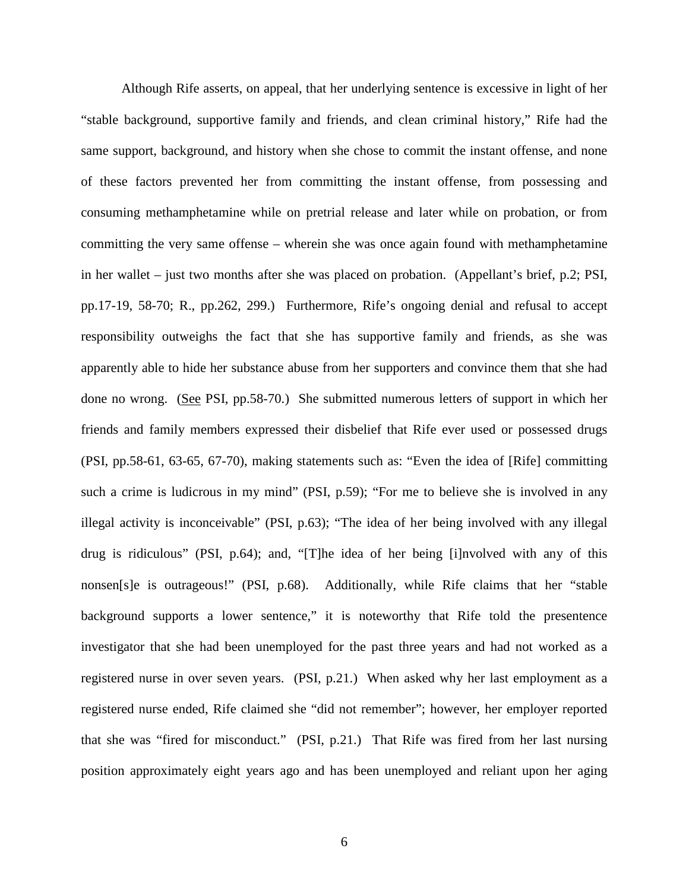Although Rife asserts, on appeal, that her underlying sentence is excessive in light of her "stable background, supportive family and friends, and clean criminal history," Rife had the same support, background, and history when she chose to commit the instant offense, and none of these factors prevented her from committing the instant offense, from possessing and consuming methamphetamine while on pretrial release and later while on probation, or from committing the very same offense – wherein she was once again found with methamphetamine in her wallet – just two months after she was placed on probation. (Appellant's brief, p.2; PSI, pp.17-19, 58-70; R., pp.262, 299.) Furthermore, Rife's ongoing denial and refusal to accept responsibility outweighs the fact that she has supportive family and friends, as she was apparently able to hide her substance abuse from her supporters and convince them that she had done no wrong. (See PSI, pp.58-70.) She submitted numerous letters of support in which her friends and family members expressed their disbelief that Rife ever used or possessed drugs (PSI, pp.58-61, 63-65, 67-70), making statements such as: "Even the idea of [Rife] committing such a crime is ludicrous in my mind" (PSI, p.59); "For me to believe she is involved in any illegal activity is inconceivable" (PSI, p.63); "The idea of her being involved with any illegal drug is ridiculous" (PSI, p.64); and, "[T]he idea of her being [i]nvolved with any of this nonsen[s]e is outrageous!" (PSI, p.68). Additionally, while Rife claims that her "stable background supports a lower sentence," it is noteworthy that Rife told the presentence investigator that she had been unemployed for the past three years and had not worked as a registered nurse in over seven years. (PSI, p.21.) When asked why her last employment as a registered nurse ended, Rife claimed she "did not remember"; however, her employer reported that she was "fired for misconduct." (PSI, p.21.) That Rife was fired from her last nursing position approximately eight years ago and has been unemployed and reliant upon her aging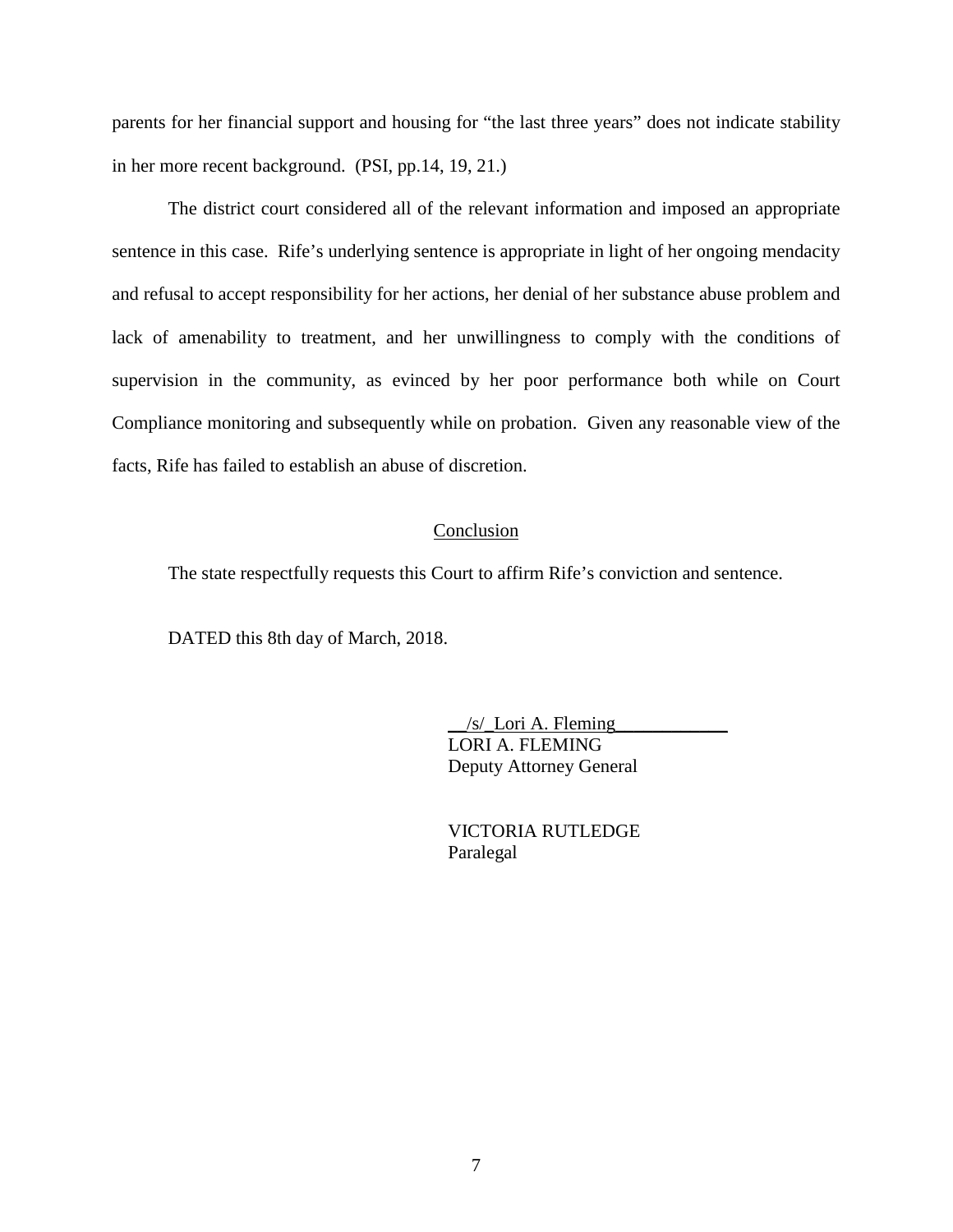parents for her financial support and housing for "the last three years" does not indicate stability in her more recent background. (PSI, pp.14, 19, 21.)

The district court considered all of the relevant information and imposed an appropriate sentence in this case. Rife's underlying sentence is appropriate in light of her ongoing mendacity and refusal to accept responsibility for her actions, her denial of her substance abuse problem and lack of amenability to treatment, and her unwillingness to comply with the conditions of supervision in the community, as evinced by her poor performance both while on Court Compliance monitoring and subsequently while on probation. Given any reasonable view of the facts, Rife has failed to establish an abuse of discretion.

## Conclusion

The state respectfully requests this Court to affirm Rife's conviction and sentence.

DATED this 8th day of March, 2018.

/s/ Lori A. Fleming
LORI A. FLEMING
Deputy Attorney General

VICTORIA RUTLEDGE
Paralegal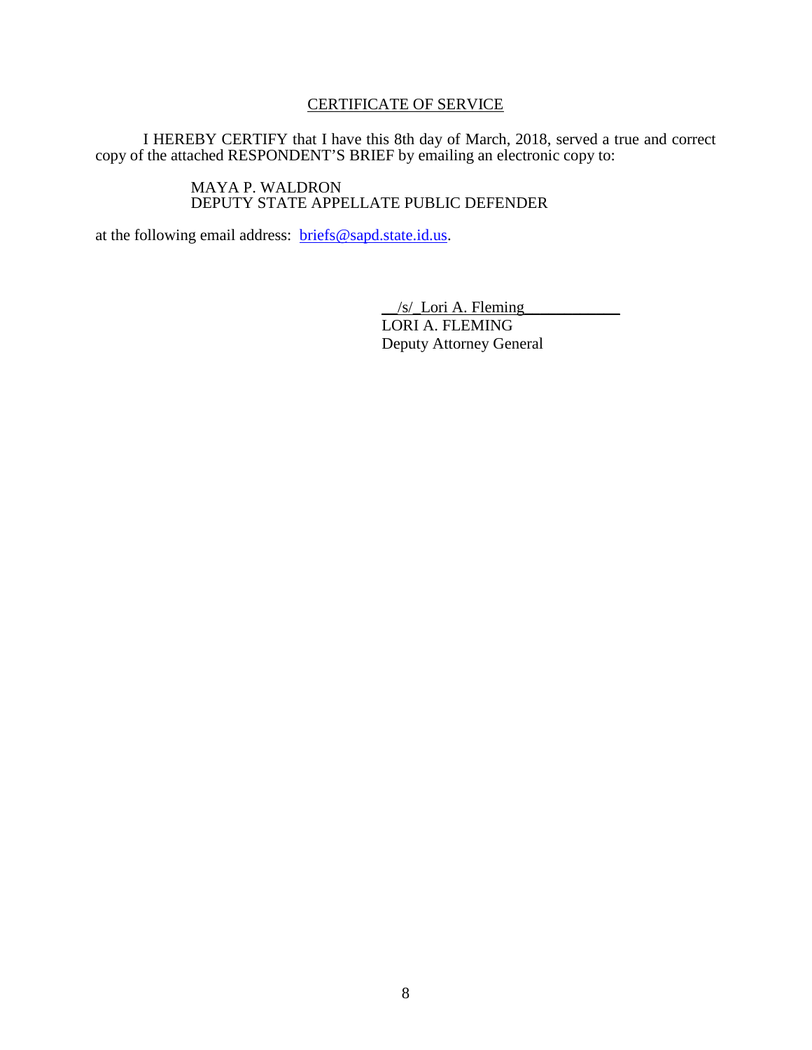## CERTIFICATE OF SERVICE

I HEREBY CERTIFY that I have this 8th day of March, 2018, served a true and correct copy of the attached RESPONDENT'S BRIEF by emailing an electronic copy to:

MAYA P. WALDRON
DEPUTY STATE APPELLATE PUBLIC DEFENDER

at the following email address: briefs@sapd.state.id.us.

__/s/_Lori A. Fleming____________
LORI A. FLEMING
Deputy Attorney General